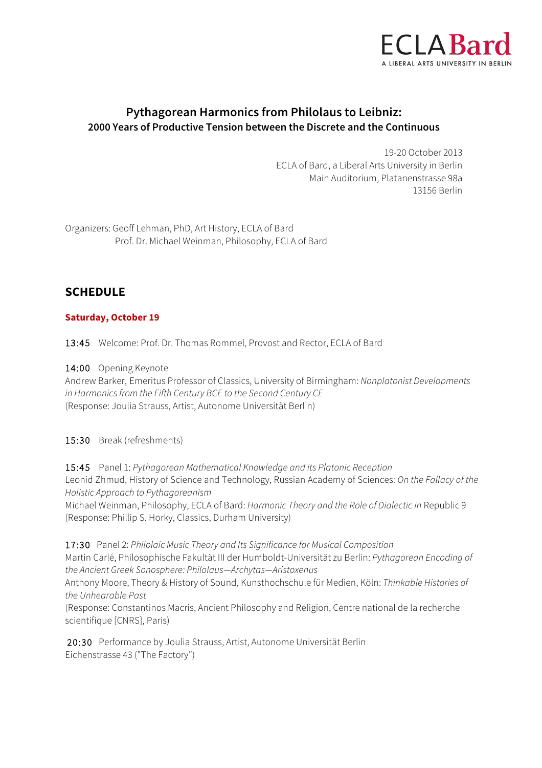ECLA Bard
A LIBERAL ARTS UNIVERSITY IN BERLIN

# Pythagorean Harmonics from Philolaus to Leibniz:
## 2000 Years of Productive Tension between the Discrete and the Continuous

19-20 October 2013
ECLA of Bard, a Liberal Arts University in Berlin
Main Auditorium, Platanenstrasse 98a
13156 Berlin

Organizers: Geoff Lehman, PhD, Art History, ECLA of Bard
Prof. Dr. Michael Weinman, Philosophy, ECLA of Bard

## SCHEDULE

### Saturday, October 19

13:45 Welcome: Prof. Dr. Thomas Rommel, Provost and Rector, ECLA of Bard

14:00 Opening Keynote
Andrew Barker, Emeritus Professor of Classics, University of Birmingham: *Nonplatonist Developments in Harmonics from the Fifth Century BCE to the Second Century CE*
(Response: Joulia Strauss, Artist, Autonome Universität Berlin)

15:30 Break (refreshments)

15:45 Panel 1: *Pythagorean Mathematical Knowledge and its Platonic Reception*
Leonid Zhmud, History of Science and Technology, Russian Academy of Sciences: *On the Fallacy of the Holistic Approach to Pythagoreanism*
Michael Weinman, Philosophy, ECLA of Bard: *Harmonic Theory and the Role of Dialectic in* Republic 9
(Response: Phillip S. Horky, Classics, Durham University)

17:30 Panel 2: *Philolaic Music Theory and Its Significance for Musical Composition*
Martin Carlé, Philosophische Fakultät III der Humboldt-Universität zu Berlin: *Pythagorean Encoding of the Ancient Greek Sonosphere: Philolaus—Archytas—Aristoxenus*
Anthony Moore, Theory & History of Sound, Kunsthochschule für Medien, Köln: *Thinkable Histories of the Unhearable Past*
(Response: Constantinos Macris, Ancient Philosophy and Religion, Centre national de la recherche scientifique [CNRS], Paris)

20:30 Performance by Joulia Strauss, Artist, Autonome Universität Berlin
Eichenstrasse 43 ("The Factory")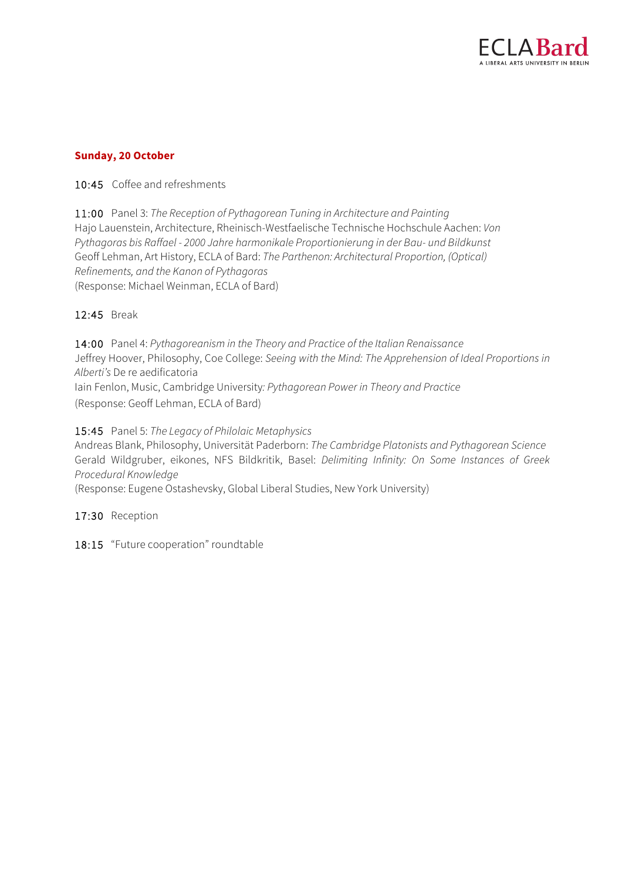**Sunday, 20 October**

10:45 Coffee and refreshments

11:00 Panel 3: *The Reception of Pythagorean Tuning in Architecture and Painting*
Hajo Lauenstein, Architecture, Rheinisch-Westfaelische Technische Hochschule Aachen: *Von Pythagoras bis Raffael - 2000 Jahre harmonikale Proportionierung in der Bau- und Bildkunst*
Geoff Lehman, Art History, ECLA of Bard: *The Parthenon: Architectural Proportion, (Optical) Refinements, and the Kanon of Pythagoras*
(Response: Michael Weinman, ECLA of Bard)

12:45 Break

14:00 Panel 4: *Pythagoreanism in the Theory and Practice of the Italian Renaissance*
Jeffrey Hoover, Philosophy, Coe College: *Seeing with the Mind: The Apprehension of Ideal Proportions in Alberti's* De re aedificatoria
Iain Fenlon, Music, Cambridge University*: Pythagorean Power in Theory and Practice*
(Response: Geoff Lehman, ECLA of Bard)

15:45 Panel 5: *The Legacy of Philolaic Metaphysics*
Andreas Blank, Philosophy, Universität Paderborn: *The Cambridge Platonists and Pythagorean Science*
Gerald Wildgruber, eikones, NFS Bildkritik, Basel: *Delimiting Infinity: On Some Instances of Greek Procedural Knowledge*
(Response: Eugene Ostashevsky, Global Liberal Studies, New York University)

17:30 Reception

18:15 "Future cooperation" roundtable